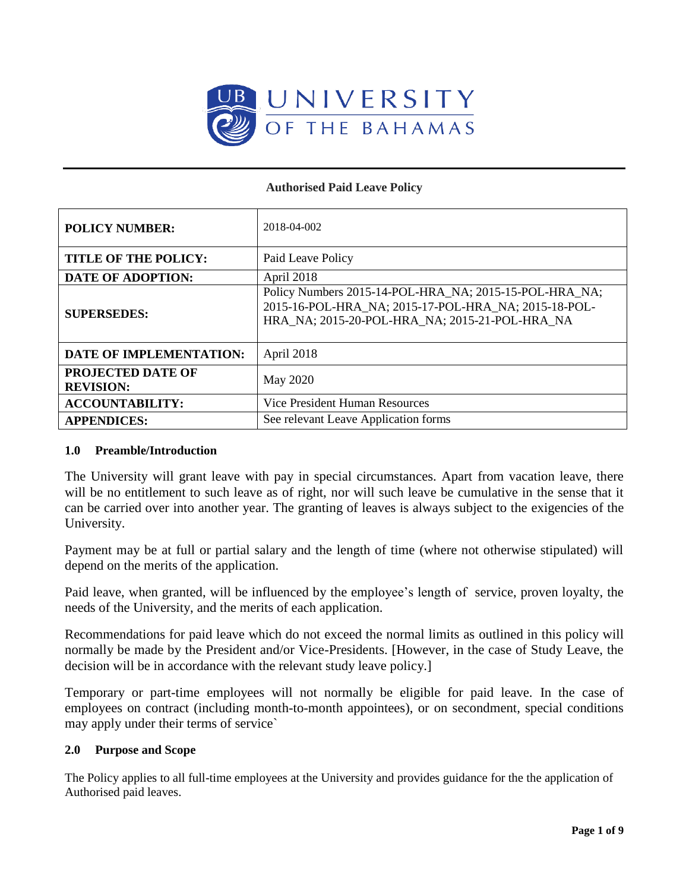UNIVERSITY OF THE BAHAMAS

**Authorised Paid Leave Policy**

| **POLICY NUMBER:** | 2018-04-002 |
|---|---|
| **TITLE OF THE POLICY:** | Paid Leave Policy |
| **DATE OF ADOPTION:** | April 2018 |
| **SUPERSEDES:** | Policy Numbers 2015-14-POL-HRA_NA; 2015-15-POL-HRA_NA; 2015-16-POL-HRA_NA; 2015-17-POL-HRA_NA; 2015-18-POL-HRA_NA; 2015-20-POL-HRA_NA; 2015-21-POL-HRA_NA |
| **DATE OF IMPLEMENTATION:** | April 2018 |
| **PROJECTED DATE OF REVISION:** | May 2020 |
| **ACCOUNTABILITY:** | Vice President Human Resources |
| **APPENDICES:** | See relevant Leave Application forms |

### 1.0 Preamble/Introduction

The University will grant leave with pay in special circumstances. Apart from vacation leave, there will be no entitlement to such leave as of right, nor will such leave be cumulative in the sense that it can be carried over into another year. The granting of leaves is always subject to the exigencies of the University.

Payment may be at full or partial salary and the length of time (where not otherwise stipulated) will depend on the merits of the application.

Paid leave, when granted, will be influenced by the employee's length of service, proven loyalty, the needs of the University, and the merits of each application.

Recommendations for paid leave which do not exceed the normal limits as outlined in this policy will normally be made by the President and/or Vice-Presidents. [However, in the case of Study Leave, the decision will be in accordance with the relevant study leave policy.]

Temporary or part-time employees will not normally be eligible for paid leave. In the case of employees on contract (including month-to-month appointees), or on secondment, special conditions may apply under their terms of service`

### 2.0 Purpose and Scope

The Policy applies to all full-time employees at the University and provides guidance for the the application of Authorised paid leaves.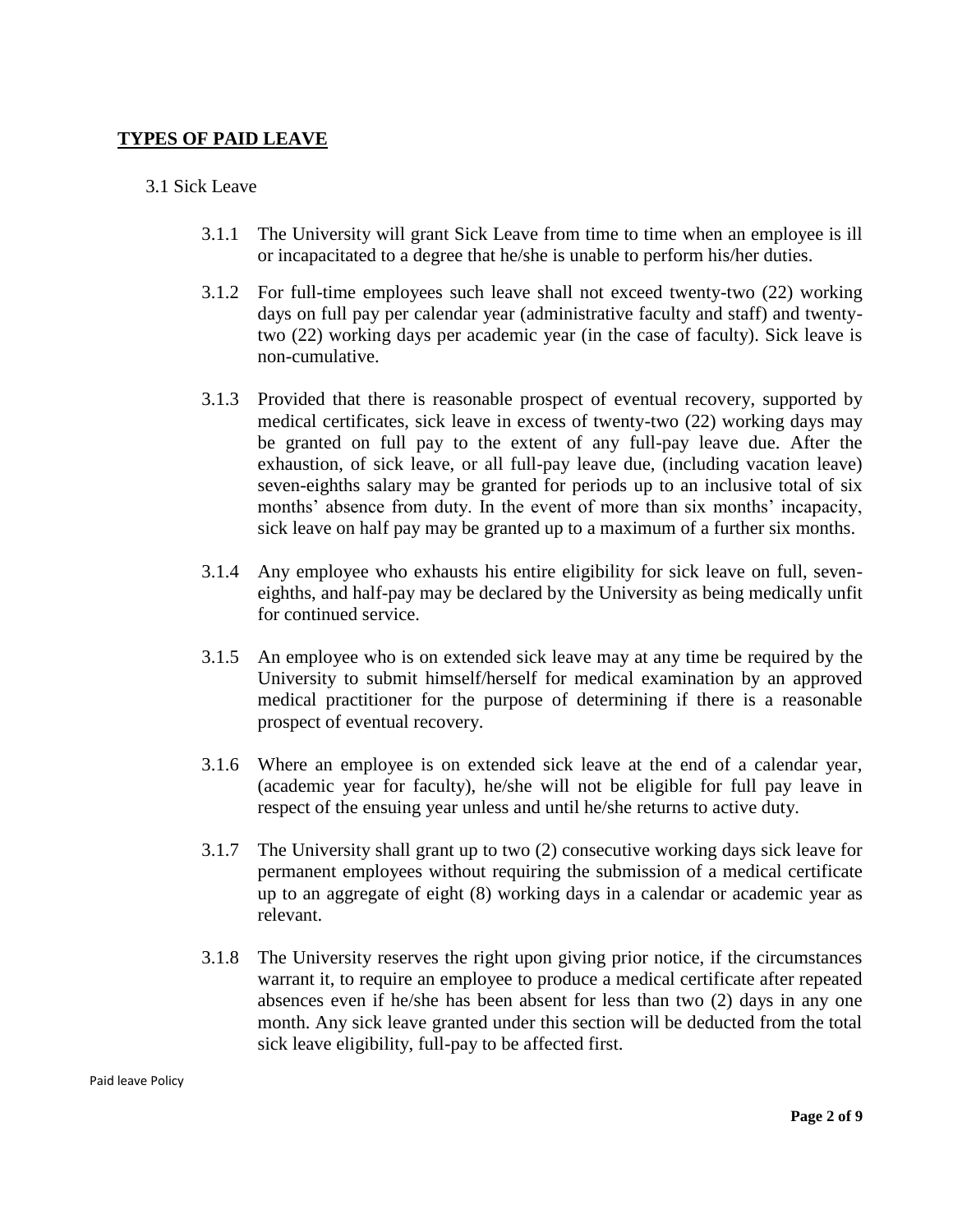## TYPES OF PAID LEAVE

### 3.1 Sick Leave

3.1.1 The University will grant Sick Leave from time to time when an employee is ill or incapacitated to a degree that he/she is unable to perform his/her duties.

3.1.2 For full-time employees such leave shall not exceed twenty-two (22) working days on full pay per calendar year (administrative faculty and staff) and twenty-two (22) working days per academic year (in the case of faculty). Sick leave is non-cumulative.

3.1.3 Provided that there is reasonable prospect of eventual recovery, supported by medical certificates, sick leave in excess of twenty-two (22) working days may be granted on full pay to the extent of any full-pay leave due. After the exhaustion, of sick leave, or all full-pay leave due, (including vacation leave) seven-eighths salary may be granted for periods up to an inclusive total of six months' absence from duty. In the event of more than six months' incapacity, sick leave on half pay may be granted up to a maximum of a further six months.

3.1.4 Any employee who exhausts his entire eligibility for sick leave on full, seven-eighths, and half-pay may be declared by the University as being medically unfit for continued service.

3.1.5 An employee who is on extended sick leave may at any time be required by the University to submit himself/herself for medical examination by an approved medical practitioner for the purpose of determining if there is a reasonable prospect of eventual recovery.

3.1.6 Where an employee is on extended sick leave at the end of a calendar year, (academic year for faculty), he/she will not be eligible for full pay leave in respect of the ensuing year unless and until he/she returns to active duty.

3.1.7 The University shall grant up to two (2) consecutive working days sick leave for permanent employees without requiring the submission of a medical certificate up to an aggregate of eight (8) working days in a calendar or academic year as relevant.

3.1.8 The University reserves the right upon giving prior notice, if the circumstances warrant it, to require an employee to produce a medical certificate after repeated absences even if he/she has been absent for less than two (2) days in any one month. Any sick leave granted under this section will be deducted from the total sick leave eligibility, full-pay to be affected first.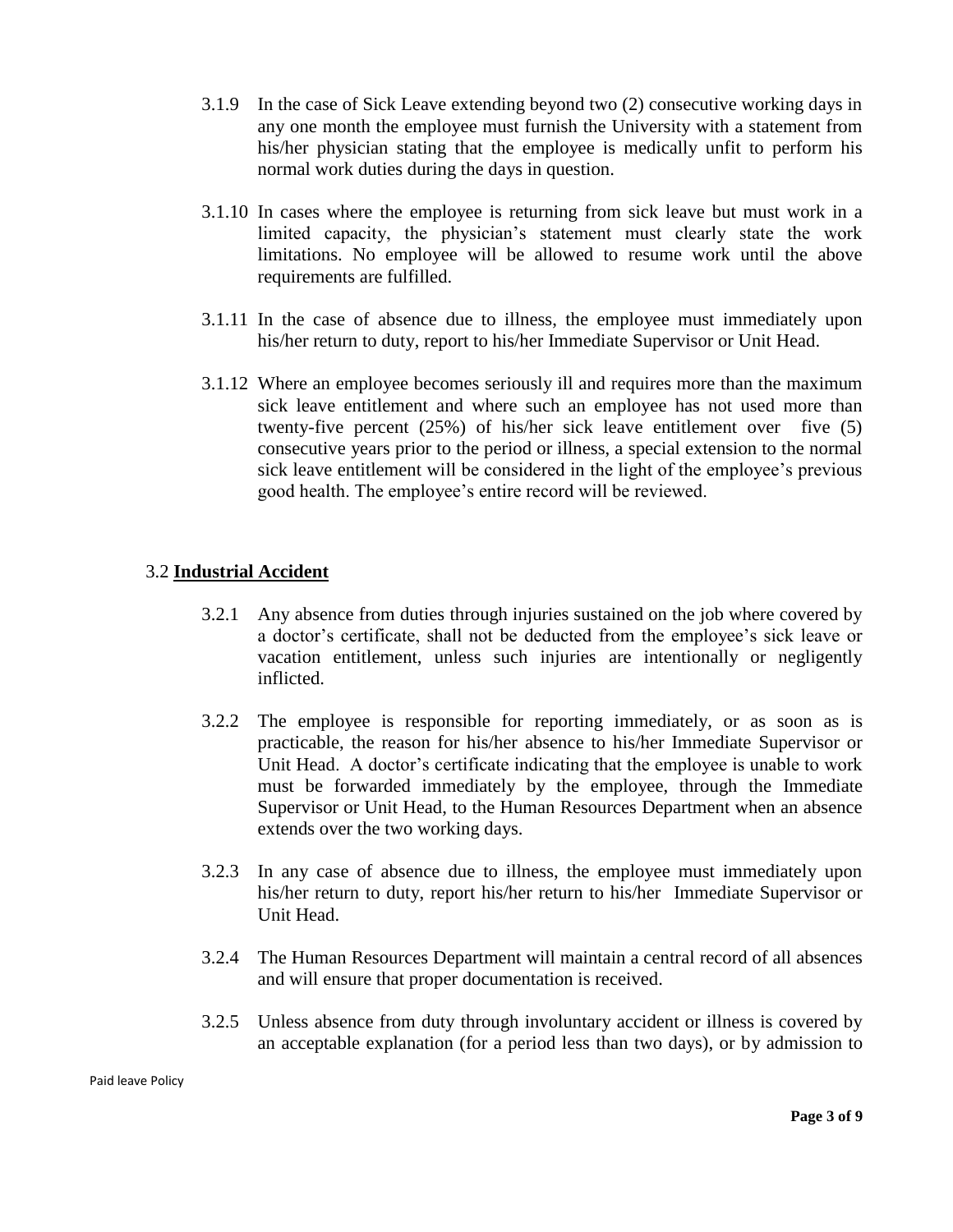3.1.9 In the case of Sick Leave extending beyond two (2) consecutive working days in any one month the employee must furnish the University with a statement from his/her physician stating that the employee is medically unfit to perform his normal work duties during the days in question.

3.1.10 In cases where the employee is returning from sick leave but must work in a limited capacity, the physician's statement must clearly state the work limitations. No employee will be allowed to resume work until the above requirements are fulfilled.

3.1.11 In the case of absence due to illness, the employee must immediately upon his/her return to duty, report to his/her Immediate Supervisor or Unit Head.

3.1.12 Where an employee becomes seriously ill and requires more than the maximum sick leave entitlement and where such an employee has not used more than twenty-five percent (25%) of his/her sick leave entitlement over five (5) consecutive years prior to the period or illness, a special extension to the normal sick leave entitlement will be considered in the light of the employee's previous good health. The employee's entire record will be reviewed.

### 3.2 **Industrial Accident**

3.2.1 Any absence from duties through injuries sustained on the job where covered by a doctor's certificate, shall not be deducted from the employee's sick leave or vacation entitlement, unless such injuries are intentionally or negligently inflicted.

3.2.2 The employee is responsible for reporting immediately, or as soon as is practicable, the reason for his/her absence to his/her Immediate Supervisor or Unit Head. A doctor's certificate indicating that the employee is unable to work must be forwarded immediately by the employee, through the Immediate Supervisor or Unit Head, to the Human Resources Department when an absence extends over the two working days.

3.2.3 In any case of absence due to illness, the employee must immediately upon his/her return to duty, report his/her return to his/her Immediate Supervisor or Unit Head.

3.2.4 The Human Resources Department will maintain a central record of all absences and will ensure that proper documentation is received.

3.2.5 Unless absence from duty through involuntary accident or illness is covered by an acceptable explanation (for a period less than two days), or by admission to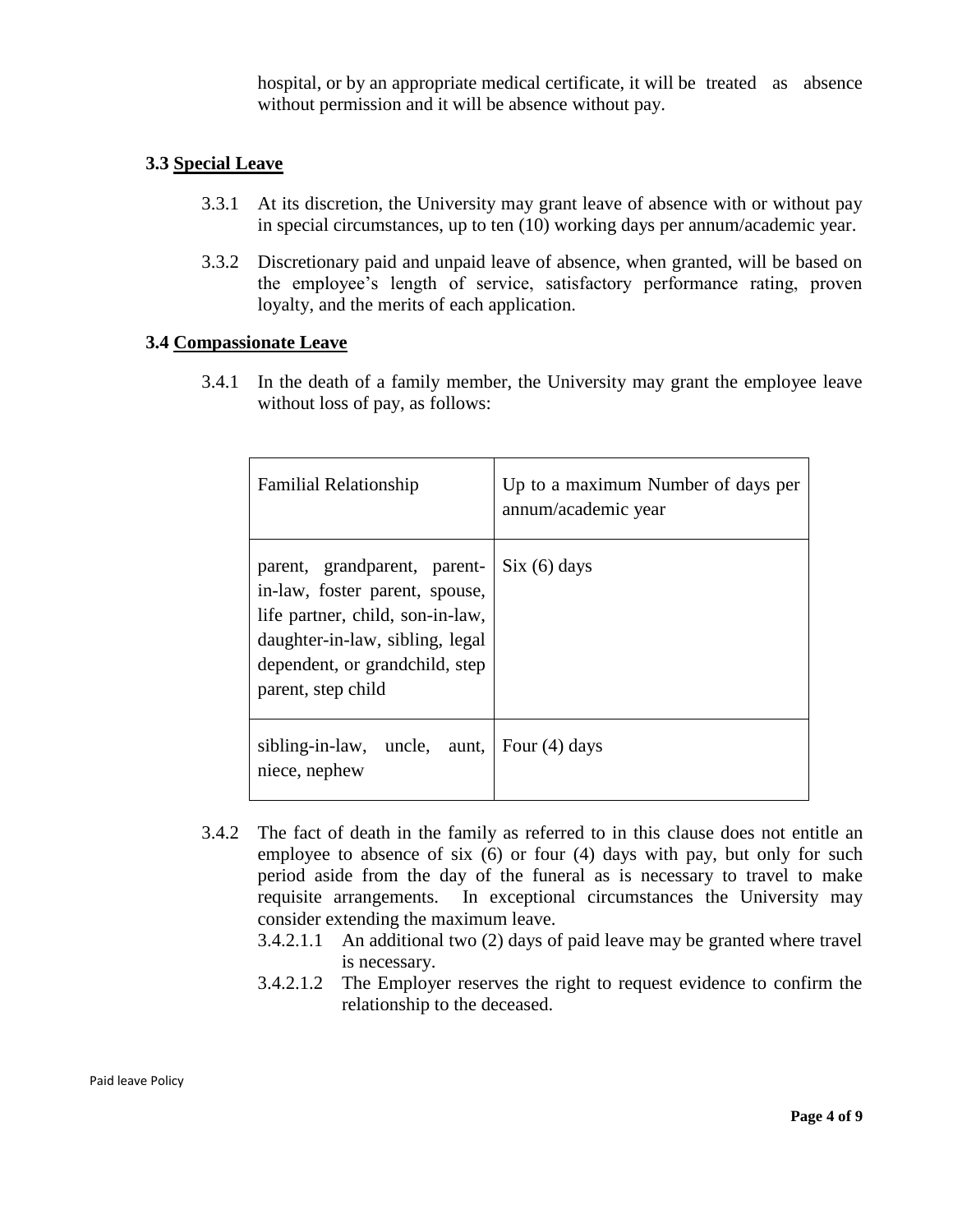hospital, or by an appropriate medical certificate, it will be treated as absence without permission and it will be absence without pay.

### 3.3 Special Leave

3.3.1 At its discretion, the University may grant leave of absence with or without pay in special circumstances, up to ten (10) working days per annum/academic year.

3.3.2 Discretionary paid and unpaid leave of absence, when granted, will be based on the employee's length of service, satisfactory performance rating, proven loyalty, and the merits of each application.

### 3.4 Compassionate Leave

3.4.1 In the death of a family member, the University may grant the employee leave without loss of pay, as follows:

| Familial Relationship | Up to a maximum Number of days per annum/academic year |
|---|---|
| parent, grandparent, parent-in-law, foster parent, spouse, life partner, child, son-in-law, daughter-in-law, sibling, legal dependent, or grandchild, step parent, step child | Six (6) days |
| sibling-in-law, uncle, aunt, niece, nephew | Four (4) days |

3.4.2 The fact of death in the family as referred to in this clause does not entitle an employee to absence of six (6) or four (4) days with pay, but only for such period aside from the day of the funeral as is necessary to travel to make requisite arrangements. In exceptional circumstances the University may consider extending the maximum leave.

- 3.4.2.1.1 An additional two (2) days of paid leave may be granted where travel is necessary.
- 3.4.2.1.2 The Employer reserves the right to request evidence to confirm the relationship to the deceased.

Paid leave Policy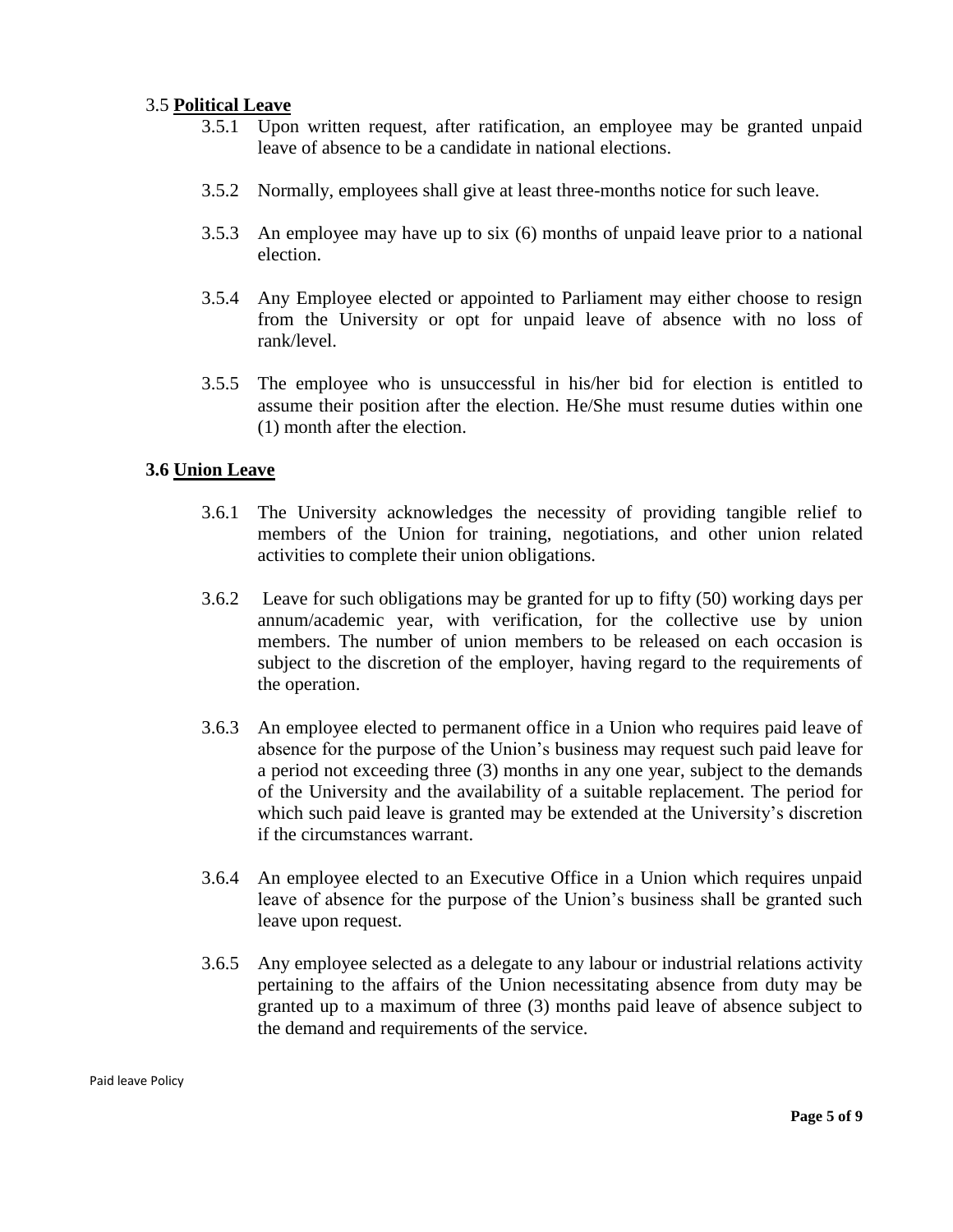### 3.5 **Political Leave**

3.5.1 Upon written request, after ratification, an employee may be granted unpaid leave of absence to be a candidate in national elections.

3.5.2 Normally, employees shall give at least three-months notice for such leave.

3.5.3 An employee may have up to six (6) months of unpaid leave prior to a national election.

3.5.4 Any Employee elected or appointed to Parliament may either choose to resign from the University or opt for unpaid leave of absence with no loss of rank/level.

3.5.5 The employee who is unsuccessful in his/her bid for election is entitled to assume their position after the election. He/She must resume duties within one (1) month after the election.

### **3.6 Union Leave**

3.6.1 The University acknowledges the necessity of providing tangible relief to members of the Union for training, negotiations, and other union related activities to complete their union obligations.

3.6.2 Leave for such obligations may be granted for up to fifty (50) working days per annum/academic year, with verification, for the collective use by union members. The number of union members to be released on each occasion is subject to the discretion of the employer, having regard to the requirements of the operation.

3.6.3 An employee elected to permanent office in a Union who requires paid leave of absence for the purpose of the Union's business may request such paid leave for a period not exceeding three (3) months in any one year, subject to the demands of the University and the availability of a suitable replacement. The period for which such paid leave is granted may be extended at the University's discretion if the circumstances warrant.

3.6.4 An employee elected to an Executive Office in a Union which requires unpaid leave of absence for the purpose of the Union's business shall be granted such leave upon request.

3.6.5 Any employee selected as a delegate to any labour or industrial relations activity pertaining to the affairs of the Union necessitating absence from duty may be granted up to a maximum of three (3) months paid leave of absence subject to the demand and requirements of the service.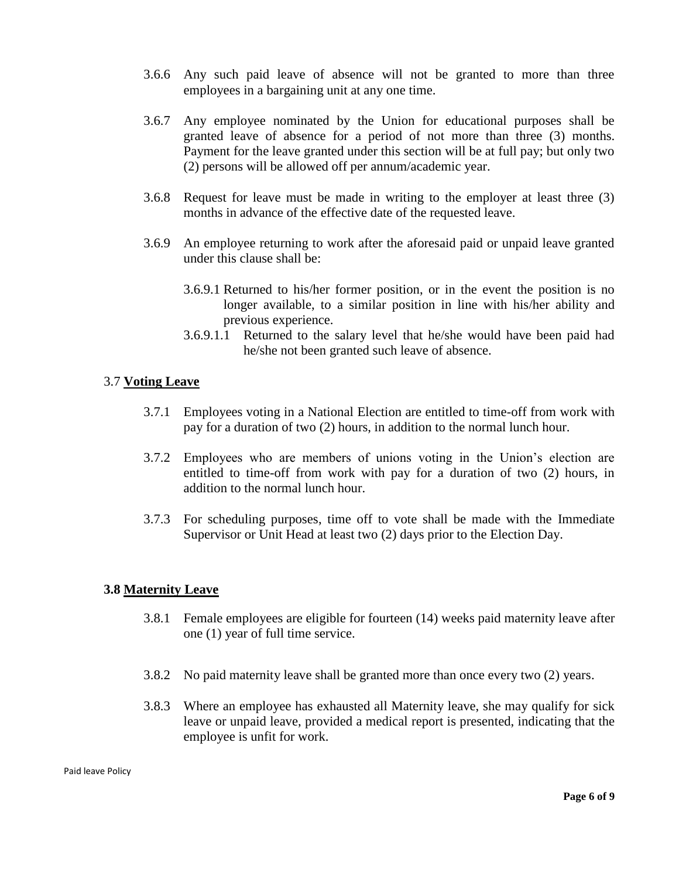3.6.6 Any such paid leave of absence will not be granted to more than three employees in a bargaining unit at any one time.

3.6.7 Any employee nominated by the Union for educational purposes shall be granted leave of absence for a period of not more than three (3) months. Payment for the leave granted under this section will be at full pay; but only two (2) persons will be allowed off per annum/academic year.

3.6.8 Request for leave must be made in writing to the employer at least three (3) months in advance of the effective date of the requested leave.

3.6.9 An employee returning to work after the aforesaid paid or unpaid leave granted under this clause shall be:

3.6.9.1 Returned to his/her former position, or in the event the position is no longer available, to a similar position in line with his/her ability and previous experience.

3.6.9.1.1 Returned to the salary level that he/she would have been paid had he/she not been granted such leave of absence.

3.7 **Voting Leave**

3.7.1 Employees voting in a National Election are entitled to time-off from work with pay for a duration of two (2) hours, in addition to the normal lunch hour.

3.7.2 Employees who are members of unions voting in the Union's election are entitled to time-off from work with pay for a duration of two (2) hours, in addition to the normal lunch hour.

3.7.3 For scheduling purposes, time off to vote shall be made with the Immediate Supervisor or Unit Head at least two (2) days prior to the Election Day.

**3.8 Maternity Leave**

3.8.1 Female employees are eligible for fourteen (14) weeks paid maternity leave after one (1) year of full time service.

3.8.2 No paid maternity leave shall be granted more than once every two (2) years.

3.8.3 Where an employee has exhausted all Maternity leave, she may qualify for sick leave or unpaid leave, provided a medical report is presented, indicating that the employee is unfit for work.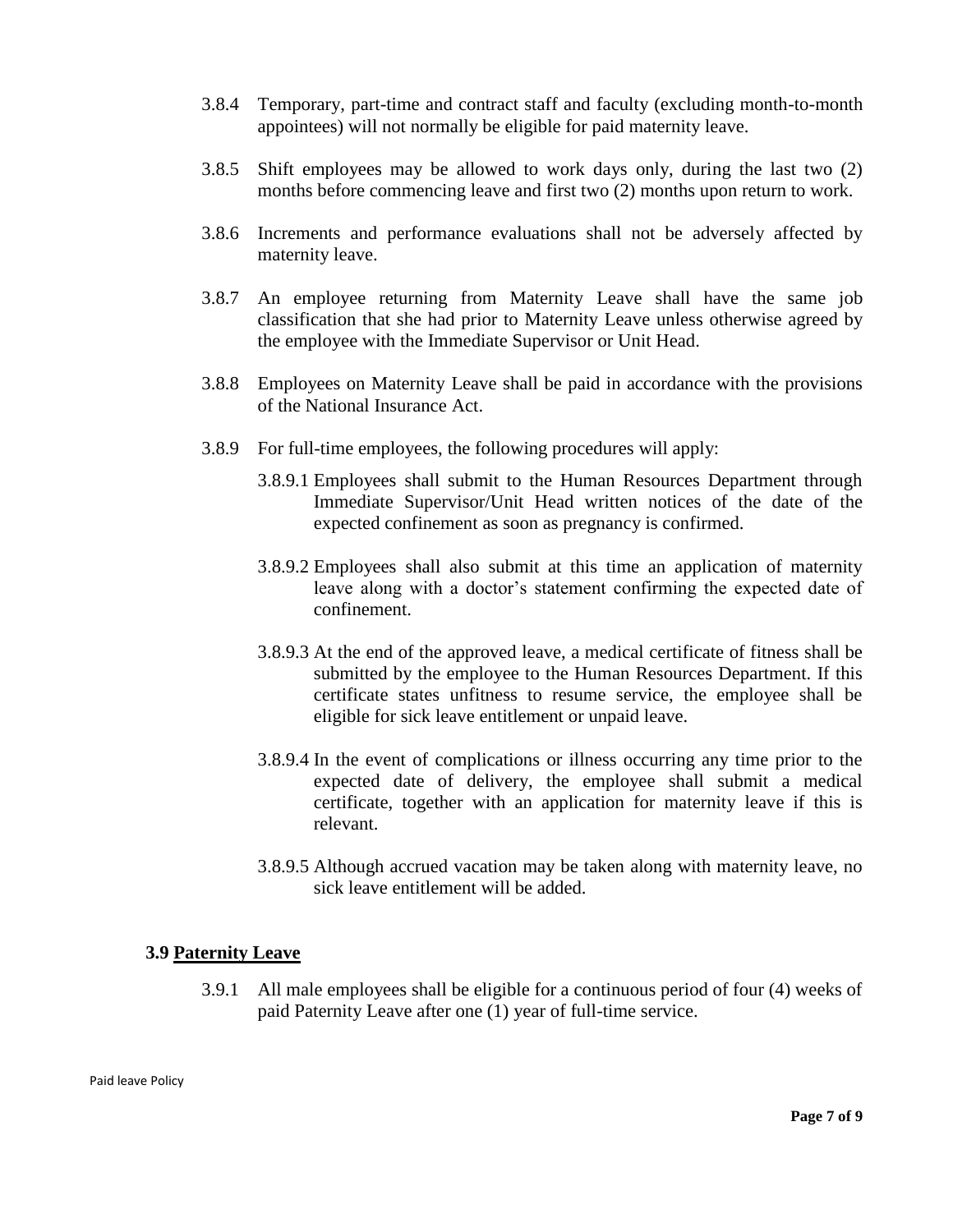3.8.4 Temporary, part-time and contract staff and faculty (excluding month-to-month appointees) will not normally be eligible for paid maternity leave.

3.8.5 Shift employees may be allowed to work days only, during the last two (2) months before commencing leave and first two (2) months upon return to work.

3.8.6 Increments and performance evaluations shall not be adversely affected by maternity leave.

3.8.7 An employee returning from Maternity Leave shall have the same job classification that she had prior to Maternity Leave unless otherwise agreed by the employee with the Immediate Supervisor or Unit Head.

3.8.8 Employees on Maternity Leave shall be paid in accordance with the provisions of the National Insurance Act.

3.8.9 For full-time employees, the following procedures will apply:

3.8.9.1 Employees shall submit to the Human Resources Department through Immediate Supervisor/Unit Head written notices of the date of the expected confinement as soon as pregnancy is confirmed.

3.8.9.2 Employees shall also submit at this time an application of maternity leave along with a doctor's statement confirming the expected date of confinement.

3.8.9.3 At the end of the approved leave, a medical certificate of fitness shall be submitted by the employee to the Human Resources Department. If this certificate states unfitness to resume service, the employee shall be eligible for sick leave entitlement or unpaid leave.

3.8.9.4 In the event of complications or illness occurring any time prior to the expected date of delivery, the employee shall submit a medical certificate, together with an application for maternity leave if this is relevant.

3.8.9.5 Although accrued vacation may be taken along with maternity leave, no sick leave entitlement will be added.

## 3.9 Paternity Leave

3.9.1 All male employees shall be eligible for a continuous period of four (4) weeks of paid Paternity Leave after one (1) year of full-time service.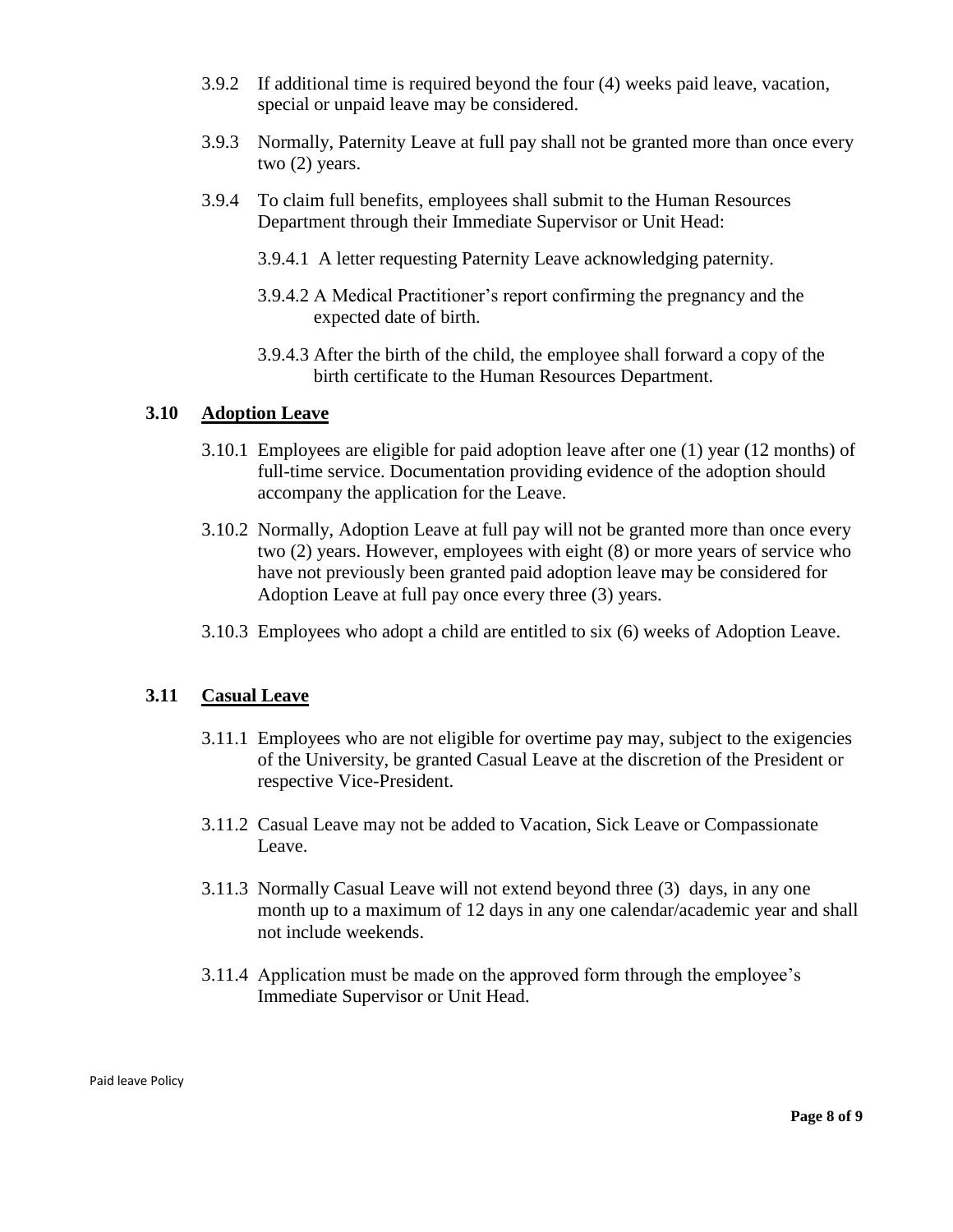3.9.2 If additional time is required beyond the four (4) weeks paid leave, vacation, special or unpaid leave may be considered.

3.9.3 Normally, Paternity Leave at full pay shall not be granted more than once every two (2) years.

3.9.4 To claim full benefits, employees shall submit to the Human Resources Department through their Immediate Supervisor or Unit Head:

3.9.4.1 A letter requesting Paternity Leave acknowledging paternity.

3.9.4.2 A Medical Practitioner's report confirming the pregnancy and the expected date of birth.

3.9.4.3 After the birth of the child, the employee shall forward a copy of the birth certificate to the Human Resources Department.

## 3.10 Adoption Leave

3.10.1 Employees are eligible for paid adoption leave after one (1) year (12 months) of full-time service. Documentation providing evidence of the adoption should accompany the application for the Leave.

3.10.2 Normally, Adoption Leave at full pay will not be granted more than once every two (2) years. However, employees with eight (8) or more years of service who have not previously been granted paid adoption leave may be considered for Adoption Leave at full pay once every three (3) years.

3.10.3 Employees who adopt a child are entitled to six (6) weeks of Adoption Leave.

## 3.11 Casual Leave

3.11.1 Employees who are not eligible for overtime pay may, subject to the exigencies of the University, be granted Casual Leave at the discretion of the President or respective Vice-President.

3.11.2 Casual Leave may not be added to Vacation, Sick Leave or Compassionate Leave.

3.11.3 Normally Casual Leave will not extend beyond three (3) days, in any one month up to a maximum of 12 days in any one calendar/academic year and shall not include weekends.

3.11.4 Application must be made on the approved form through the employee's Immediate Supervisor or Unit Head.